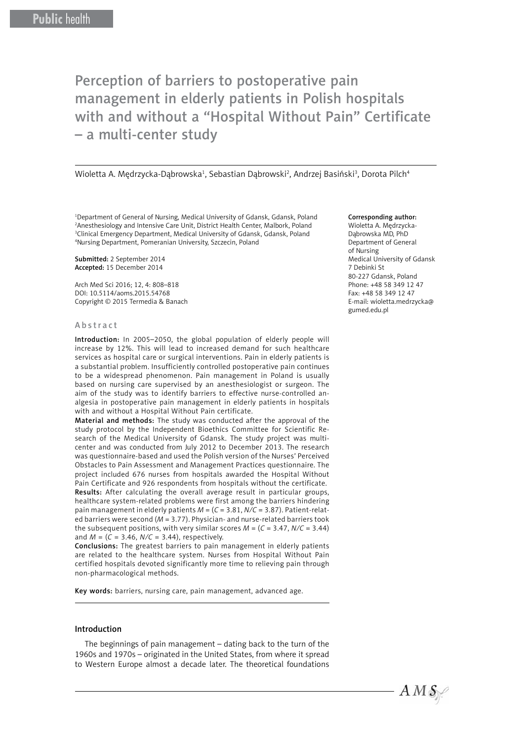Public health

# Perception of barriers to postoperative pain management in elderly patients in Polish hospitals with and without a "Hospital Without Pain" Certificate – a multi-center study

Wioletta A. Mędrzycka-Dąbrowska[1], Sebastian Dąbrowski[2], Andrzej Basiński[3], Dorota Pilch[4]

[1]Department of General of Nursing, Medical University of Gdansk, Gdansk, Poland
[2]Anesthesiology and Intensive Care Unit, District Health Center, Malbork, Poland
[3]Clinical Emergency Department, Medical University of Gdansk, Gdansk, Poland
[4]Nursing Department, Pomeranian University, Szczecin, Poland

**Submitted:** 2 September 2014
**Accepted:** 15 December 2014

Arch Med Sci 2016; 12, 4: 808–818
DOI: 10.5114/aoms.2015.54768
Copyright © 2015 Termedia & Banach

**Corresponding author:**
Wioletta A. Mędrzycka-Dąbrowska MD, PhD
Department of General of Nursing
Medical University of Gdansk
7 Debinki St
80-227 Gdansk, Poland
Phone: +48 58 349 12 47
Fax: +48 58 349 12 47
E-mail: wioletta.medrzycka@gumed.edu.pl

## Abstract

**Introduction:** In 2005–2050, the global population of elderly people will increase by 12%. This will lead to increased demand for such healthcare services as hospital care or surgical interventions. Pain in elderly patients is a substantial problem. Insufficiently controlled postoperative pain continues to be a widespread phenomenon. Pain management in Poland is usually based on nursing care supervised by an anesthesiologist or surgeon. The aim of the study was to identify barriers to effective nurse-controlled analgesia in postoperative pain management in elderly patients in hospitals with and without a Hospital Without Pain certificate.

**Material and methods:** The study was conducted after the approval of the study protocol by the Independent Bioethics Committee for Scientific Research of the Medical University of Gdansk. The study project was multicenter and was conducted from July 2012 to December 2013. The research was questionnaire-based and used the Polish version of the Nurses' Perceived Obstacles to Pain Assessment and Management Practices questionnaire. The project included 676 nurses from hospitals awarded the Hospital Without Pain Certificate and 926 respondents from hospitals without the certificate.

**Results:** After calculating the overall average result in particular groups, healthcare system-related problems were first among the barriers hindering pain management in elderly patients $M = (C = 3.81, N/C = 3.87)$. Patient-related barriers were second ($M = 3.77$). Physician- and nurse-related barriers took the subsequent positions, with very similar scores $M = (C = 3.47, N/C = 3.44)$ and $M = (C = 3.46, N/C = 3.44)$, respectively.

**Conclusions:** The greatest barriers to pain management in elderly patients are related to the healthcare system. Nurses from Hospital Without Pain certified hospitals devoted significantly more time to relieving pain through non-pharmacological methods.

**Key words:** barriers, nursing care, pain management, advanced age.

## Introduction

The beginnings of pain management – dating back to the turn of the 1960s and 1970s – originated in the United States, from where it spread to Western Europe almost a decade later. The theoretical foundations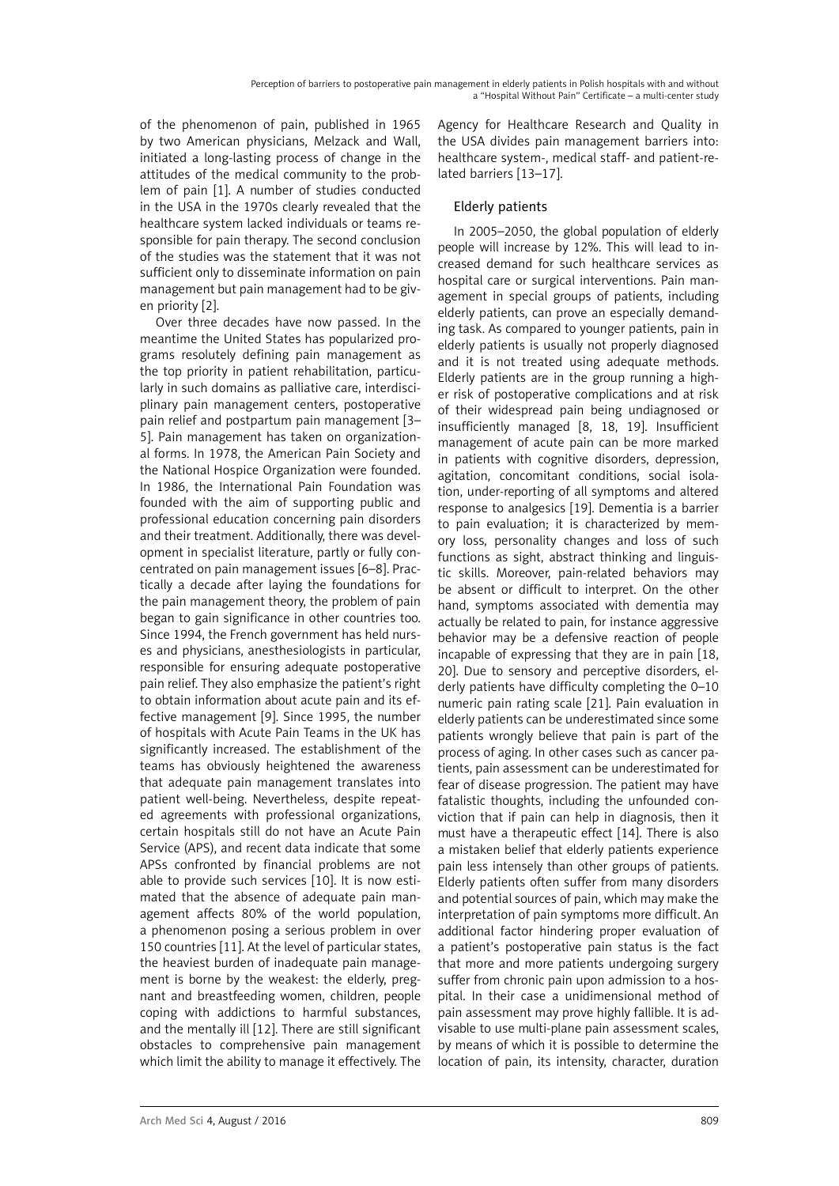of the phenomenon of pain, published in 1965 by two American physicians, Melzack and Wall, initiated a long-lasting process of change in the attitudes of the medical community to the problem of pain [1]. A number of studies conducted in the USA in the 1970s clearly revealed that the healthcare system lacked individuals or teams responsible for pain therapy. The second conclusion of the studies was the statement that it was not sufficient only to disseminate information on pain management but pain management had to be given priority [2].

Over three decades have now passed. In the meantime the United States has popularized programs resolutely defining pain management as the top priority in patient rehabilitation, particularly in such domains as palliative care, interdisciplinary pain management centers, postoperative pain relief and postpartum pain management [3–5]. Pain management has taken on organizational forms. In 1978, the American Pain Society and the National Hospice Organization were founded. In 1986, the International Pain Foundation was founded with the aim of supporting public and professional education concerning pain disorders and their treatment. Additionally, there was development in specialist literature, partly or fully concentrated on pain management issues [6–8]. Practically a decade after laying the foundations for the pain management theory, the problem of pain began to gain significance in other countries too. Since 1994, the French government has held nurses and physicians, anesthesiologists in particular, responsible for ensuring adequate postoperative pain relief. They also emphasize the patient's right to obtain information about acute pain and its effective management [9]. Since 1995, the number of hospitals with Acute Pain Teams in the UK has significantly increased. The establishment of the teams has obviously heightened the awareness that adequate pain management translates into patient well-being. Nevertheless, despite repeated agreements with professional organizations, certain hospitals still do not have an Acute Pain Service (APS), and recent data indicate that some APSs confronted by financial problems are not able to provide such services [10]. It is now estimated that the absence of adequate pain management affects 80% of the world population, a phenomenon posing a serious problem in over 150 countries [11]. At the level of particular states, the heaviest burden of inadequate pain management is borne by the weakest: the elderly, pregnant and breastfeeding women, children, people coping with addictions to harmful substances, and the mentally ill [12]. There are still significant obstacles to comprehensive pain management which limit the ability to manage it effectively. The Agency for Healthcare Research and Quality in the USA divides pain management barriers into: healthcare system-, medical staff- and patient-related barriers [13–17].

## Elderly patients

In 2005–2050, the global population of elderly people will increase by 12%. This will lead to increased demand for such healthcare services as hospital care or surgical interventions. Pain management in special groups of patients, including elderly patients, can prove an especially demanding task. As compared to younger patients, pain in elderly patients is usually not properly diagnosed and it is not treated using adequate methods. Elderly patients are in the group running a higher risk of postoperative complications and at risk of their widespread pain being undiagnosed or insufficiently managed [8, 18, 19]. Insufficient management of acute pain can be more marked in patients with cognitive disorders, depression, agitation, concomitant conditions, social isolation, under-reporting of all symptoms and altered response to analgesics [19]. Dementia is a barrier to pain evaluation; it is characterized by memory loss, personality changes and loss of such functions as sight, abstract thinking and linguistic skills. Moreover, pain-related behaviors may be absent or difficult to interpret. On the other hand, symptoms associated with dementia may actually be related to pain, for instance aggressive behavior may be a defensive reaction of people incapable of expressing that they are in pain [18, 20]. Due to sensory and perceptive disorders, elderly patients have difficulty completing the 0–10 numeric pain rating scale [21]. Pain evaluation in elderly patients can be underestimated since some patients wrongly believe that pain is part of the process of aging. In other cases such as cancer patients, pain assessment can be underestimated for fear of disease progression. The patient may have fatalistic thoughts, including the unfounded conviction that if pain can help in diagnosis, then it must have a therapeutic effect [14]. There is also a mistaken belief that elderly patients experience pain less intensely than other groups of patients. Elderly patients often suffer from many disorders and potential sources of pain, which may make the interpretation of pain symptoms more difficult. An additional factor hindering proper evaluation of a patient's postoperative pain status is the fact that more and more patients undergoing surgery suffer from chronic pain upon admission to a hospital. In their case a unidimensional method of pain assessment may prove highly fallible. It is advisable to use multi-plane pain assessment scales, by means of which it is possible to determine the location of pain, its intensity, character, duration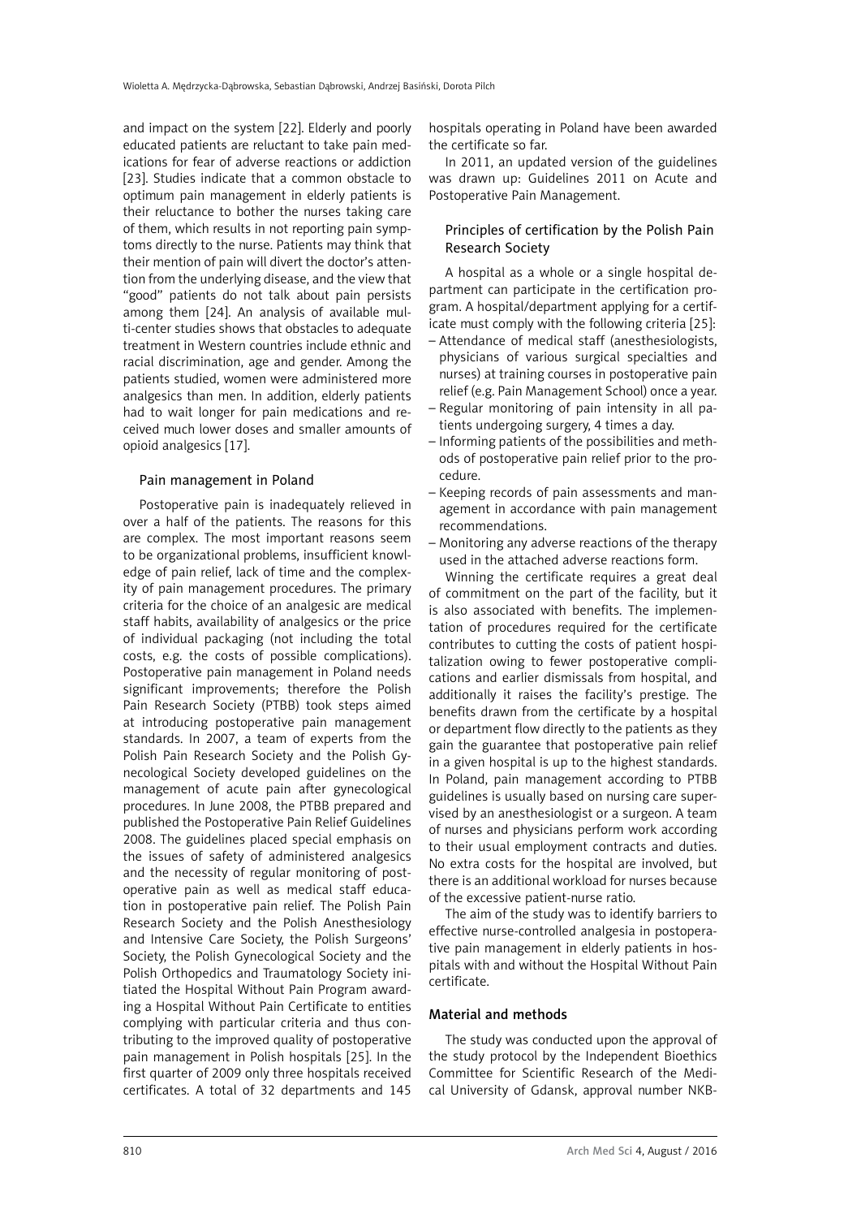and impact on the system [22]. Elderly and poorly educated patients are reluctant to take pain medications for fear of adverse reactions or addiction [23]. Studies indicate that a common obstacle to optimum pain management in elderly patients is their reluctance to bother the nurses taking care of them, which results in not reporting pain symptoms directly to the nurse. Patients may think that their mention of pain will divert the doctor's attention from the underlying disease, and the view that "good" patients do not talk about pain persists among them [24]. An analysis of available multi-center studies shows that obstacles to adequate treatment in Western countries include ethnic and racial discrimination, age and gender. Among the patients studied, women were administered more analgesics than men. In addition, elderly patients had to wait longer for pain medications and received much lower doses and smaller amounts of opioid analgesics [17].

### Pain management in Poland

Postoperative pain is inadequately relieved in over a half of the patients. The reasons for this are complex. The most important reasons seem to be organizational problems, insufficient knowledge of pain relief, lack of time and the complexity of pain management procedures. The primary criteria for the choice of an analgesic are medical staff habits, availability of analgesics or the price of individual packaging (not including the total costs, e.g. the costs of possible complications). Postoperative pain management in Poland needs significant improvements; therefore the Polish Pain Research Society (PTBB) took steps aimed at introducing postoperative pain management standards. In 2007, a team of experts from the Polish Pain Research Society and the Polish Gynecological Society developed guidelines on the management of acute pain after gynecological procedures. In June 2008, the PTBB prepared and published the Postoperative Pain Relief Guidelines 2008. The guidelines placed special emphasis on the issues of safety of administered analgesics and the necessity of regular monitoring of postoperative pain as well as medical staff education in postoperative pain relief. The Polish Pain Research Society and the Polish Anesthesiology and Intensive Care Society, the Polish Surgeons' Society, the Polish Gynecological Society and the Polish Orthopedics and Traumatology Society initiated the Hospital Without Pain Program awarding a Hospital Without Pain Certificate to entities complying with particular criteria and thus contributing to the improved quality of postoperative pain management in Polish hospitals [25]. In the first quarter of 2009 only three hospitals received certificates. A total of 32 departments and 145 hospitals operating in Poland have been awarded the certificate so far.

In 2011, an updated version of the guidelines was drawn up: Guidelines 2011 on Acute and Postoperative Pain Management.

### Principles of certification by the Polish Pain Research Society

A hospital as a whole or a single hospital department can participate in the certification program. A hospital/department applying for a certificate must comply with the following criteria [25]:

- Attendance of medical staff (anesthesiologists, physicians of various surgical specialties and nurses) at training courses in postoperative pain relief (e.g. Pain Management School) once a year.
- Regular monitoring of pain intensity in all patients undergoing surgery, 4 times a day.
- Informing patients of the possibilities and methods of postoperative pain relief prior to the procedure.
- Keeping records of pain assessments and management in accordance with pain management recommendations.
- Monitoring any adverse reactions of the therapy used in the attached adverse reactions form.

Winning the certificate requires a great deal of commitment on the part of the facility, but it is also associated with benefits. The implementation of procedures required for the certificate contributes to cutting the costs of patient hospitalization owing to fewer postoperative complications and earlier dismissals from hospital, and additionally it raises the facility's prestige. The benefits drawn from the certificate by a hospital or department flow directly to the patients as they gain the guarantee that postoperative pain relief in a given hospital is up to the highest standards. In Poland, pain management according to PTBB guidelines is usually based on nursing care supervised by an anesthesiologist or a surgeon. A team of nurses and physicians perform work according to their usual employment contracts and duties. No extra costs for the hospital are involved, but there is an additional workload for nurses because of the excessive patient-nurse ratio.

The aim of the study was to identify barriers to effective nurse-controlled analgesia in postoperative pain management in elderly patients in hospitals with and without the Hospital Without Pain certificate.

## Material and methods

The study was conducted upon the approval of the study protocol by the Independent Bioethics Committee for Scientific Research of the Medical University of Gdansk, approval number NKB-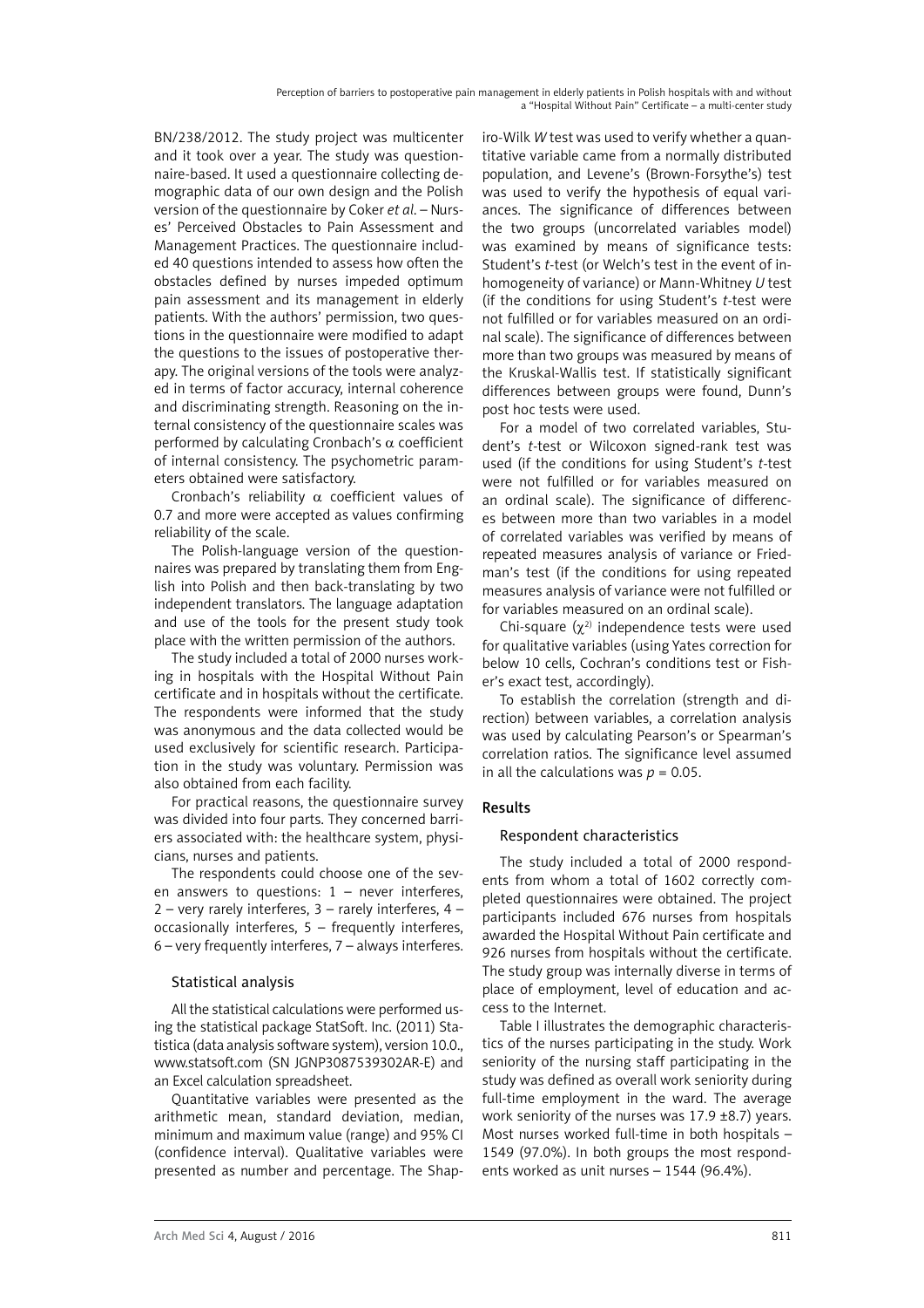BN/238/2012. The study project was multicenter and it took over a year. The study was questionnaire-based. It used a questionnaire collecting demographic data of our own design and the Polish version of the questionnaire by Coker *et al*. – Nurses' Perceived Obstacles to Pain Assessment and Management Practices. The questionnaire included 40 questions intended to assess how often the obstacles defined by nurses impeded optimum pain assessment and its management in elderly patients. With the authors' permission, two questions in the questionnaire were modified to adapt the questions to the issues of postoperative therapy. The original versions of the tools were analyzed in terms of factor accuracy, internal coherence and discriminating strength. Reasoning on the internal consistency of the questionnaire scales was performed by calculating Cronbach's $\alpha$ coefficient of internal consistency. The psychometric parameters obtained were satisfactory.

Cronbach's reliability $\alpha$ coefficient values of 0.7 and more were accepted as values confirming reliability of the scale.

The Polish-language version of the questionnaires was prepared by translating them from English into Polish and then back-translating by two independent translators. The language adaptation and use of the tools for the present study took place with the written permission of the authors.

The study included a total of 2000 nurses working in hospitals with the Hospital Without Pain certificate and in hospitals without the certificate. The respondents were informed that the study was anonymous and the data collected would be used exclusively for scientific research. Participation in the study was voluntary. Permission was also obtained from each facility.

For practical reasons, the questionnaire survey was divided into four parts. They concerned barriers associated with: the healthcare system, physicians, nurses and patients.

The respondents could choose one of the seven answers to questions: 1 – never interferes, 2 – very rarely interferes, 3 – rarely interferes, 4 – occasionally interferes, 5 – frequently interferes, 6 – very frequently interferes, 7 – always interferes.

### Statistical analysis

All the statistical calculations were performed using the statistical package StatSoft. Inc. (2011) Statistica (data analysis software system), version 10.0., www.statsoft.com (SN JGNP3087539302AR-E) and an Excel calculation spreadsheet.

Quantitative variables were presented as the arithmetic mean, standard deviation, median, minimum and maximum value (range) and 95% CI (confidence interval). Qualitative variables were presented as number and percentage. The Shapiro-Wilk *W* test was used to verify whether a quantitative variable came from a normally distributed population, and Levene's (Brown-Forsythe's) test was used to verify the hypothesis of equal variances. The significance of differences between the two groups (uncorrelated variables model) was examined by means of significance tests: Student's *t*-test (or Welch's test in the event of inhomogeneity of variance) or Mann-Whitney *U* test (if the conditions for using Student's *t*-test were not fulfilled or for variables measured on an ordinal scale). The significance of differences between more than two groups was measured by means of the Kruskal-Wallis test. If statistically significant differences between groups were found, Dunn's post hoc tests were used.

For a model of two correlated variables, Student's *t*-test or Wilcoxon signed-rank test was used (if the conditions for using Student's *t*-test were not fulfilled or for variables measured on an ordinal scale). The significance of differences between more than two variables in a model of correlated variables was verified by means of repeated measures analysis of variance or Friedman's test (if the conditions for using repeated measures analysis of variance were not fulfilled or for variables measured on an ordinal scale).

Chi-square ($\chi^2$) independence tests were used for qualitative variables (using Yates correction for below 10 cells, Cochran's conditions test or Fisher's exact test, accordingly).

To establish the correlation (strength and direction) between variables, a correlation analysis was used by calculating Pearson's or Spearman's correlation ratios. The significance level assumed in all the calculations was $p = 0.05$.

## Results

### Respondent characteristics

The study included a total of 2000 respondents from whom a total of 1602 correctly completed questionnaires were obtained. The project participants included 676 nurses from hospitals awarded the Hospital Without Pain certificate and 926 nurses from hospitals without the certificate. The study group was internally diverse in terms of place of employment, level of education and access to the Internet.

Table I illustrates the demographic characteristics of the nurses participating in the study. Work seniority of the nursing staff participating in the study was defined as overall work seniority during full-time employment in the ward. The average work seniority of the nurses was 17.9 ±8.7) years. Most nurses worked full-time in both hospitals – 1549 (97.0%). In both groups the most respondents worked as unit nurses – 1544 (96.4%).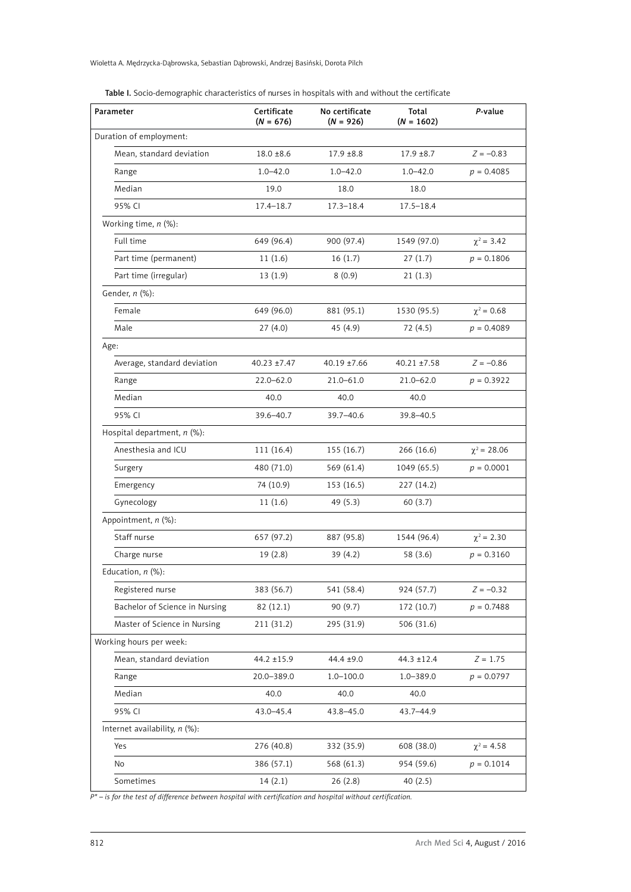**Table I.** Socio-demographic characteristics of nurses in hospitals with and without the certificate

| Parameter | Certificate ($N$ = 676) | No certificate ($N$ = 926) | Total ($N$ = 1602) | $P$-value |
|---|---|---|---|---|
| Duration of employment: | | | | |
| Mean, standard deviation | 18.0 ±8.6 | 17.9 ±8.8 | 17.9 ±8.7 | $Z = -0.83$ |
| Range | 1.0–42.0 | 1.0–42.0 | 1.0–42.0 | $p = 0.4085$ |
| Median | 19.0 | 18.0 | 18.0 | |
| 95% CI | 17.4–18.7 | 17.3–18.4 | 17.5–18.4 | |
| Working time, $n$ (%): | | | | |
| Full time | 649 (96.4) | 900 (97.4) | 1549 (97.0) | $\chi^2 = 3.42$ |
| Part time (permanent) | 11 (1.6) | 16 (1.7) | 27 (1.7) | $p = 0.1806$ |
| Part time (irregular) | 13 (1.9) | 8 (0.9) | 21 (1.3) | |
| Gender, $n$ (%): | | | | |
| Female | 649 (96.0) | 881 (95.1) | 1530 (95.5) | $\chi^2 = 0.68$ |
| Male | 27 (4.0) | 45 (4.9) | 72 (4.5) | $p = 0.4089$ |
| Age: | | | | |
| Average, standard deviation | 40.23 ±7.47 | 40.19 ±7.66 | 40.21 ±7.58 | $Z = -0.86$ |
| Range | 22.0–62.0 | 21.0–61.0 | 21.0–62.0 | $p = 0.3922$ |
| Median | 40.0 | 40.0 | 40.0 | |
| 95% CI | 39.6–40.7 | 39.7–40.6 | 39.8–40.5 | |
| Hospital department, $n$ (%): | | | | |
| Anesthesia and ICU | 111 (16.4) | 155 (16.7) | 266 (16.6) | $\chi^2 = 28.06$ |
| Surgery | 480 (71.0) | 569 (61.4) | 1049 (65.5) | $p = 0.0001$ |
| Emergency | 74 (10.9) | 153 (16.5) | 227 (14.2) | |
| Gynecology | 11 (1.6) | 49 (5.3) | 60 (3.7) | |
| Appointment, $n$ (%): | | | | |
| Staff nurse | 657 (97.2) | 887 (95.8) | 1544 (96.4) | $\chi^2 = 2.30$ |
| Charge nurse | 19 (2.8) | 39 (4.2) | 58 (3.6) | $p = 0.3160$ |
| Education, $n$ (%): | | | | |
| Registered nurse | 383 (56.7) | 541 (58.4) | 924 (57.7) | $Z = -0.32$ |
| Bachelor of Science in Nursing | 82 (12.1) | 90 (9.7) | 172 (10.7) | $p = 0.7488$ |
| Master of Science in Nursing | 211 (31.2) | 295 (31.9) | 506 (31.6) | |
| Working hours per week: | | | | |
| Mean, standard deviation | 44.2 ±15.9 | 44.4 ±9.0 | 44.3 ±12.4 | $Z = 1.75$ |
| Range | 20.0–389.0 | 1.0–100.0 | 1.0–389.0 | $p = 0.0797$ |
| Median | 40.0 | 40.0 | 40.0 | |
| 95% CI | 43.0–45.4 | 43.8–45.0 | 43.7–44.9 | |
| Internet availability, $n$ (%): | | | | |
| Yes | 276 (40.8) | 332 (35.9) | 608 (38.0) | $\chi^2 = 4.58$ |
| No | 386 (57.1) | 568 (61.3) | 954 (59.6) | $p = 0.1014$ |
| Sometimes | 14 (2.1) | 26 (2.8) | 40 (2.5) | |

*P\* – is for the test of difference between hospital with certification and hospital without certification.*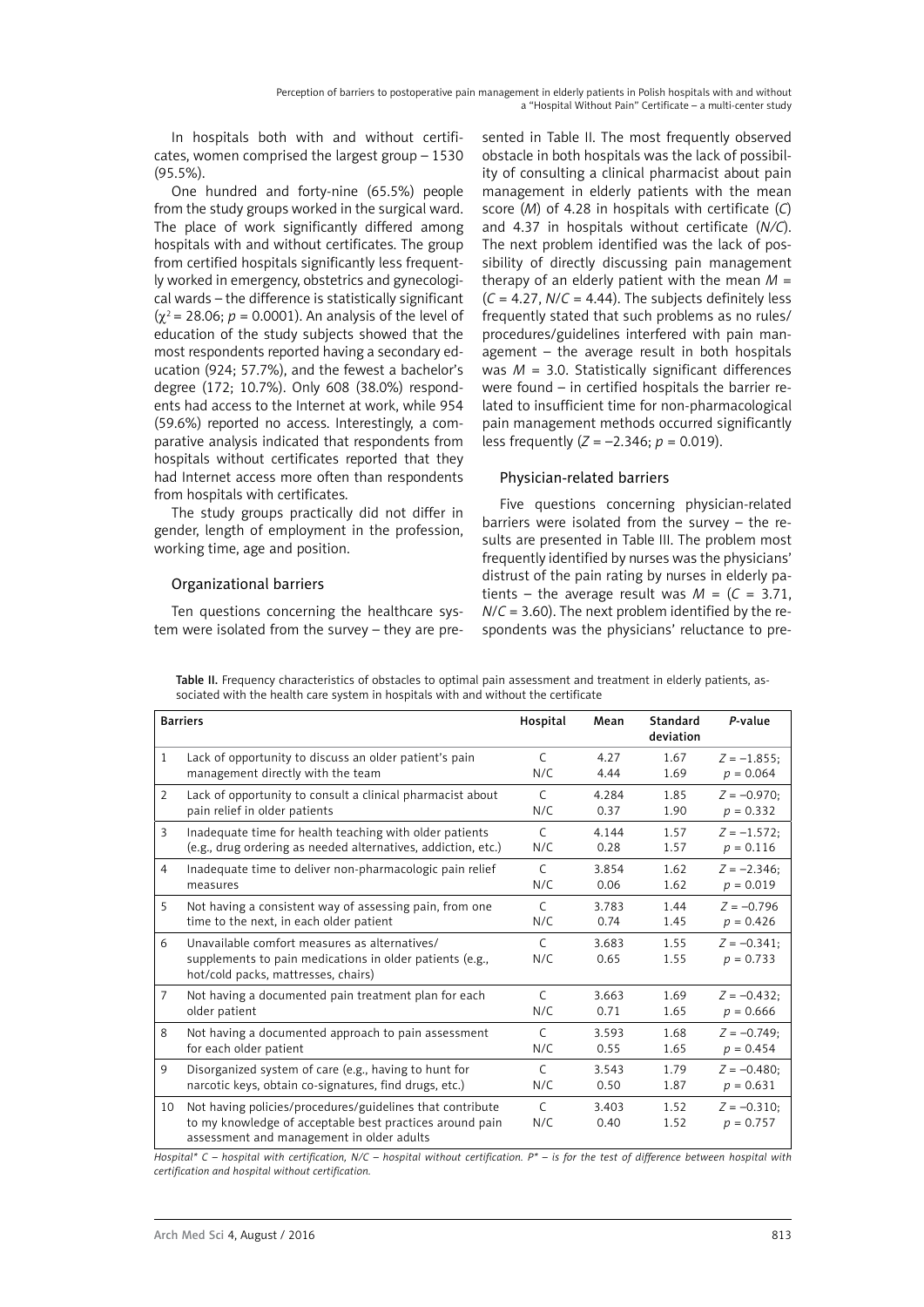In hospitals both with and without certificates, women comprised the largest group – 1530 (95.5%).

One hundred and forty-nine (65.5%) people from the study groups worked in the surgical ward. The place of work significantly differed among hospitals with and without certificates. The group from certified hospitals significantly less frequently worked in emergency, obstetrics and gynecological wards – the difference is statistically significant ($\chi^2 = 28.06$; $p = 0.0001$). An analysis of the level of education of the study subjects showed that the most respondents reported having a secondary education (924; 57.7%), and the fewest a bachelor's degree (172; 10.7%). Only 608 (38.0%) respondents had access to the Internet at work, while 954 (59.6%) reported no access. Interestingly, a comparative analysis indicated that respondents from hospitals without certificates reported that they had Internet access more often than respondents from hospitals with certificates.

The study groups practically did not differ in gender, length of employment in the profession, working time, age and position.

### Organizational barriers

Ten questions concerning the healthcare system were isolated from the survey – they are presented in Table II. The most frequently observed obstacle in both hospitals was the lack of possibility of consulting a clinical pharmacist about pain management in elderly patients with the mean score (*M*) of 4.28 in hospitals with certificate (*C*) and 4.37 in hospitals without certificate (*N/C*). The next problem identified was the lack of possibility of directly discussing pain management therapy of an elderly patient with the mean $M$ = ($C$ = 4.27, $N/C$ = 4.44). The subjects definitely less frequently stated that such problems as no rules/procedures/guidelines interfered with pain management – the average result in both hospitals was $M$ = 3.0. Statistically significant differences were found – in certified hospitals the barrier related to insufficient time for non-pharmacological pain management methods occurred significantly less frequently ($Z = -2.346$; $p = 0.019$).

### Physician-related barriers

Five questions concerning physician-related barriers were isolated from the survey – the results are presented in Table III. The problem most frequently identified by nurses was the physicians' distrust of the pain rating by nurses in elderly patients – the average result was $M$ = ($C$ = 3.71, $N/C$ = 3.60). The next problem identified by the respondents was the physicians' reluctance to pre-

**Table II.** Frequency characteristics of obstacles to optimal pain assessment and treatment in elderly patients, associated with the health care system in hospitals with and without the certificate

| | Barriers | Hospital | Mean | Standard deviation | *P*-value |
|---|---|---|---|---|---|
| 1 | Lack of opportunity to discuss an older patient's pain management directly with the team | C<br>N/C | 4.27<br>4.44 | 1.67<br>1.69 | $Z = -1.855$;<br>$p = 0.064$ |
| 2 | Lack of opportunity to consult a clinical pharmacist about pain relief in older patients | C<br>N/C | 4.284<br>0.37 | 1.85<br>1.90 | $Z = -0.970$;<br>$p = 0.332$ |
| 3 | Inadequate time for health teaching with older patients (e.g., drug ordering as needed alternatives, addiction, etc.) | C<br>N/C | 4.144<br>0.28 | 1.57<br>1.57 | $Z = -1.572$;<br>$p = 0.116$ |
| 4 | Inadequate time to deliver non-pharmacologic pain relief measures | C<br>N/C | 3.854<br>0.06 | 1.62<br>1.62 | $Z = -2.346$;<br>$p = 0.019$ |
| 5 | Not having a consistent way of assessing pain, from one time to the next, in each older patient | C<br>N/C | 3.783<br>0.74 | 1.44<br>1.45 | $Z = -0.796$<br>$p = 0.426$ |
| 6 | Unavailable comfort measures as alternatives/supplements to pain medications in older patients (e.g., hot/cold packs, mattresses, chairs) | C<br>N/C | 3.683<br>0.65 | 1.55<br>1.55 | $Z = -0.341$;<br>$p = 0.733$ |
| 7 | Not having a documented pain treatment plan for each older patient | C<br>N/C | 3.663<br>0.71 | 1.69<br>1.65 | $Z = -0.432$;<br>$p = 0.666$ |
| 8 | Not having a documented approach to pain assessment for each older patient | C<br>N/C | 3.593<br>0.55 | 1.68<br>1.65 | $Z = -0.749$;<br>$p = 0.454$ |
| 9 | Disorganized system of care (e.g., having to hunt for narcotic keys, obtain co-signatures, find drugs, etc.) | C<br>N/C | 3.543<br>0.50 | 1.79<br>1.87 | $Z = -0.480$;<br>$p = 0.631$ |
| 10 | Not having policies/procedures/guidelines that contribute to my knowledge of acceptable best practices around pain assessment and management in older adults | C<br>N/C | 3.403<br>0.40 | 1.52<br>1.52 | $Z = -0.310$;<br>$p = 0.757$ |

*Hospital\* C – hospital with certification, N/C – hospital without certification. P\* – is for the test of difference between hospital with certification and hospital without certification.*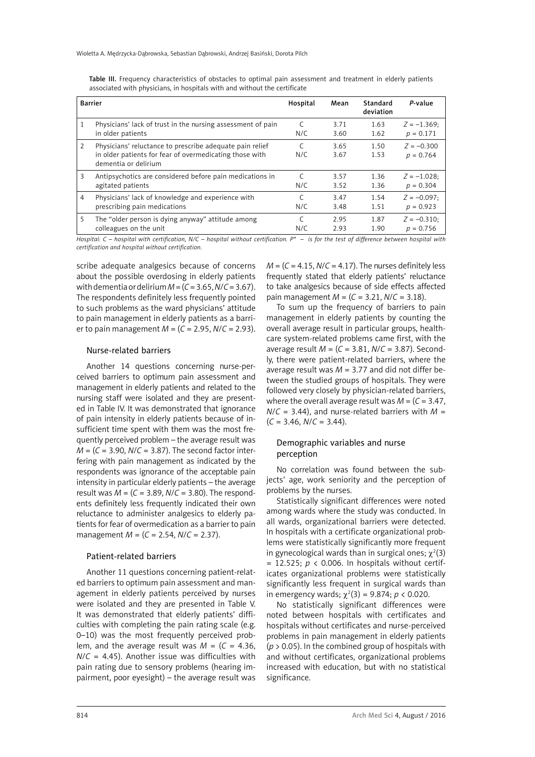Table III. Frequency characteristics of obstacles to optimal pain assessment and treatment in elderly patients associated with physicians, in hospitals with and without the certificate

| | Barrier | Hospital | Mean | Standard deviation | *P*-value |
|---|---|---|---|---|---|
| 1 | Physicians' lack of trust in the nursing assessment of pain in older patients | C<br>N/C | 3.71<br>3.60 | 1.63<br>1.62 | $Z = -1.369$;<br>$p = 0.171$ |
| 2 | Physicians' reluctance to prescribe adequate pain relief in older patients for fear of overmedicating those with dementia or delirium | C<br>N/C | 3.65<br>3.67 | 1.50<br>1.53 | $Z = -0.300$<br>$p = 0.764$ |
| 3 | Antipsychotics are considered before pain medications in agitated patients | C<br>N/C | 3.57<br>3.52 | 1.36<br>1.36 | $Z = -1.028$;<br>$p = 0.304$ |
| 4 | Physicians' lack of knowledge and experience with prescribing pain medications | C<br>N/C | 3.47<br>3.48 | 1.54<br>1.51 | $Z = -0.097$;<br>$p = 0.923$ |
| 5 | The "older person is dying anyway" attitude among colleagues on the unit | C<br>N/C | 2.95<br>2.93 | 1.87<br>1.90 | $Z = -0.310$;<br>$p = 0.756$ |

*Hospital: C – hospital with certification, N/C – hospital without certification. P\* – is for the test of difference between hospital with certification and hospital without certification.*

scribe adequate analgesics because of concerns about the possible overdosing in elderly patients with dementia or delirium $M = (C = 3.65, N/C = 3.67)$. The respondents definitely less frequently pointed to such problems as the ward physicians' attitude to pain management in elderly patients as a barrier to pain management $M = (C = 2.95, N/C = 2.93)$.

### Nurse-related barriers

Another 14 questions concerning nurse-perceived barriers to optimum pain assessment and management in elderly patients and related to the nursing staff were isolated and they are presented in Table IV. It was demonstrated that ignorance of pain intensity in elderly patients because of insufficient time spent with them was the most frequently perceived problem – the average result was $M = (C = 3.90, N/C = 3.87)$. The second factor interfering with pain management as indicated by the respondents was ignorance of the acceptable pain intensity in particular elderly patients – the average result was $M = (C = 3.89, N/C = 3.80)$. The respondents definitely less frequently indicated their own reluctance to administer analgesics to elderly patients for fear of overmedication as a barrier to pain management $M = (C = 2.54, N/C = 2.37)$.

### Patient-related barriers

Another 11 questions concerning patient-related barriers to optimum pain assessment and management in elderly patients perceived by nurses were isolated and they are presented in Table V. It was demonstrated that elderly patients' difficulties with completing the pain rating scale (e.g. 0–10) was the most frequently perceived problem, and the average result was $M = (C = 4.36, N/C = 4.45)$. Another issue was difficulties with pain rating due to sensory problems (hearing impairment, poor eyesight) – the average result was $M = (C = 4.15, N/C = 4.17)$. The nurses definitely less frequently stated that elderly patients' reluctance to take analgesics because of side effects affected pain management $M = (C = 3.21, N/C = 3.18)$.

To sum up the frequency of barriers to pain management in elderly patients by counting the overall average result in particular groups, healthcare system-related problems came first, with the average result $M = (C = 3.81, N/C = 3.87)$. Secondly, there were patient-related barriers, where the average result was $M = 3.77$ and did not differ between the studied groups of hospitals. They were followed very closely by physician-related barriers, where the overall average result was $M = (C = 3.47, N/C = 3.44)$, and nurse-related barriers with $M = (C = 3.46, N/C = 3.44)$.

### Demographic variables and nurse perception

No correlation was found between the subjects' age, work seniority and the perception of problems by the nurses.

Statistically significant differences were noted among wards where the study was conducted. In all wards, organizational barriers were detected. In hospitals with a certificate organizational problems were statistically significantly more frequent in gynecological wards than in surgical ones; $\chi^2(3) = 12.525$; $p < 0.006$. In hospitals without certificates organizational problems were statistically significantly less frequent in surgical wards than in emergency wards; $\chi^2(3) = 9.874$; $p < 0.020$.

No statistically significant differences were noted between hospitals with certificates and hospitals without certificates and nurse-perceived problems in pain management in elderly patients ($p > 0.05$). In the combined group of hospitals with and without certificates, organizational problems increased with education, but with no statistical significance.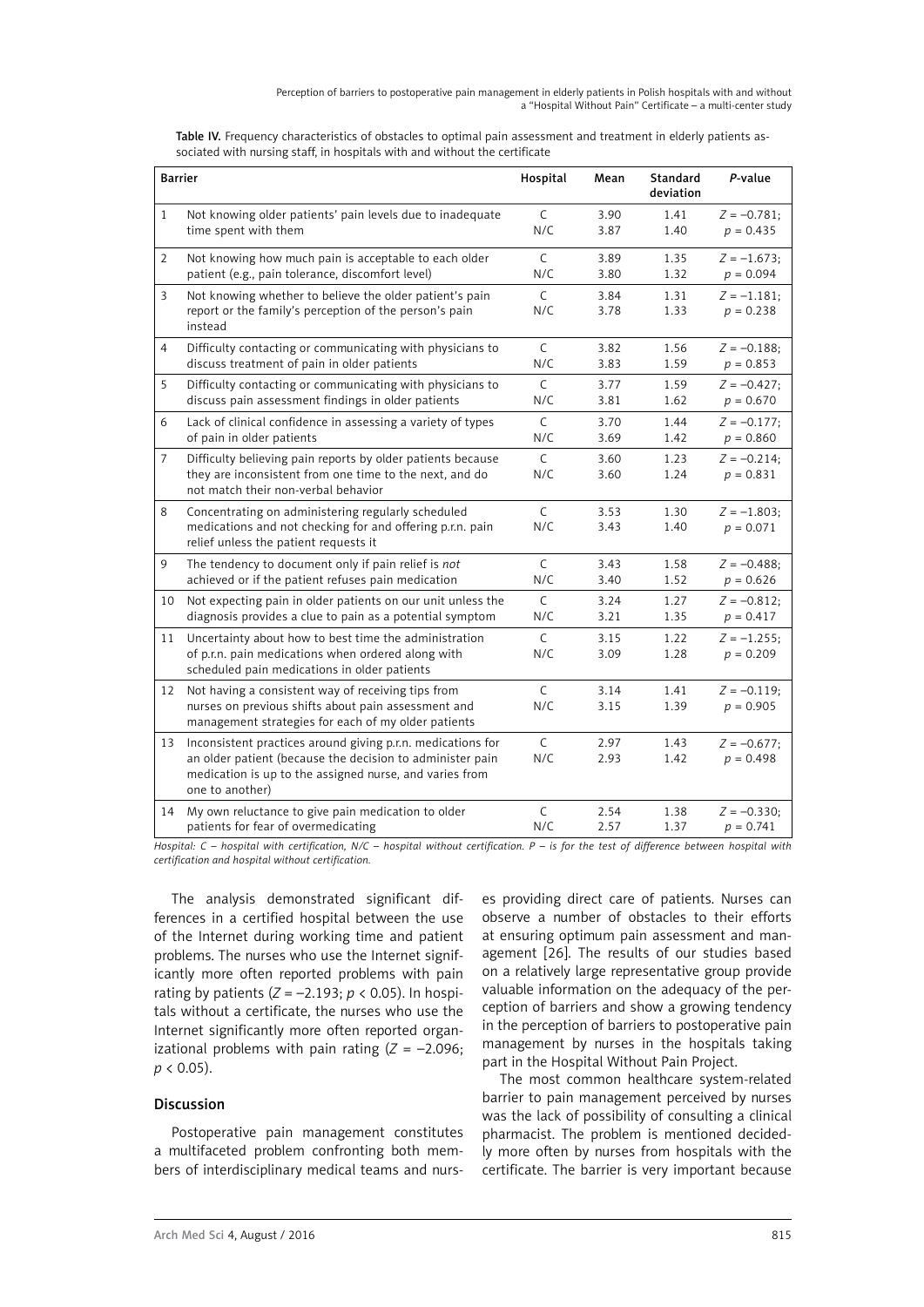Table IV. Frequency characteristics of obstacles to optimal pain assessment and treatment in elderly patients associated with nursing staff, in hospitals with and without the certificate

| Barrier | | Hospital | Mean | Standard deviation | P-value |
|---|---|---|---|---|---|
| 1 | Not knowing older patients' pain levels due to inadequate time spent with them | C<br>N/C | 3.90<br>3.87 | 1.41<br>1.40 | $Z = -0.781$; $p = 0.435$ |
| 2 | Not knowing how much pain is acceptable to each older patient (e.g., pain tolerance, discomfort level) | C<br>N/C | 3.89<br>3.80 | 1.35<br>1.32 | $Z = -1.673$; $p = 0.094$ |
| 3 | Not knowing whether to believe the older patient's pain report or the family's perception of the person's pain instead | C<br>N/C | 3.84<br>3.78 | 1.31<br>1.33 | $Z = -1.181$; $p = 0.238$ |
| 4 | Difficulty contacting or communicating with physicians to discuss treatment of pain in older patients | C<br>N/C | 3.82<br>3.83 | 1.56<br>1.59 | $Z = -0.188$; $p = 0.853$ |
| 5 | Difficulty contacting or communicating with physicians to discuss pain assessment findings in older patients | C<br>N/C | 3.77<br>3.81 | 1.59<br>1.62 | $Z = -0.427$; $p = 0.670$ |
| 6 | Lack of clinical confidence in assessing a variety of types of pain in older patients | C<br>N/C | 3.70<br>3.69 | 1.44<br>1.42 | $Z = -0.177$; $p = 0.860$ |
| 7 | Difficulty believing pain reports by older patients because they are inconsistent from one time to the next, and do not match their non-verbal behavior | C<br>N/C | 3.60<br>3.60 | 1.23<br>1.24 | $Z = -0.214$; $p = 0.831$ |
| 8 | Concentrating on administering regularly scheduled medications and not checking for and offering p.r.n. pain relief unless the patient requests it | C<br>N/C | 3.53<br>3.43 | 1.30<br>1.40 | $Z = -1.803$; $p = 0.071$ |
| 9 | The tendency to document only if pain relief is *not* achieved or if the patient refuses pain medication | C<br>N/C | 3.43<br>3.40 | 1.58<br>1.52 | $Z = -0.488$; $p = 0.626$ |
| 10 | Not expecting pain in older patients on our unit unless the diagnosis provides a clue to pain as a potential symptom | C<br>N/C | 3.24<br>3.21 | 1.27<br>1.35 | $Z = -0.812$; $p = 0.417$ |
| 11 | Uncertainty about how to best time the administration of p.r.n. pain medications when ordered along with scheduled pain medications in older patients | C<br>N/C | 3.15<br>3.09 | 1.22<br>1.28 | $Z = -1.255$; $p = 0.209$ |
| 12 | Not having a consistent way of receiving tips from nurses on previous shifts about pain assessment and management strategies for each of my older patients | C<br>N/C | 3.14<br>3.15 | 1.41<br>1.39 | $Z = -0.119$; $p = 0.905$ |
| 13 | Inconsistent practices around giving p.r.n. medications for an older patient (because the decision to administer pain medication is up to the assigned nurse, and varies from one to another) | C<br>N/C | 2.97<br>2.93 | 1.43<br>1.42 | $Z = -0.677$; $p = 0.498$ |
| 14 | My own reluctance to give pain medication to older patients for fear of overmedicating | C<br>N/C | 2.54<br>2.57 | 1.38<br>1.37 | $Z = -0.330$; $p = 0.741$ |

*Hospital: C – hospital with certification, N/C – hospital without certification. P – is for the test of difference between hospital with certification and hospital without certification.*

The analysis demonstrated significant differences in a certified hospital between the use of the Internet during working time and patient problems. The nurses who use the Internet significantly more often reported problems with pain rating by patients ($Z = -2.193$; $p < 0.05$). In hospitals without a certificate, the nurses who use the Internet significantly more often reported organizational problems with pain rating ($Z = -2.096$; $p < 0.05$).

## Discussion

Postoperative pain management constitutes a multifaceted problem confronting both members of interdisciplinary medical teams and nurses providing direct care of patients. Nurses can observe a number of obstacles to their efforts at ensuring optimum pain assessment and management [26]. The results of our studies based on a relatively large representative group provide valuable information on the adequacy of the perception of barriers and show a growing tendency in the perception of barriers to postoperative pain management by nurses in the hospitals taking part in the Hospital Without Pain Project.

The most common healthcare system-related barrier to pain management perceived by nurses was the lack of possibility of consulting a clinical pharmacist. The problem is mentioned decidedly more often by nurses from hospitals with the certificate. The barrier is very important because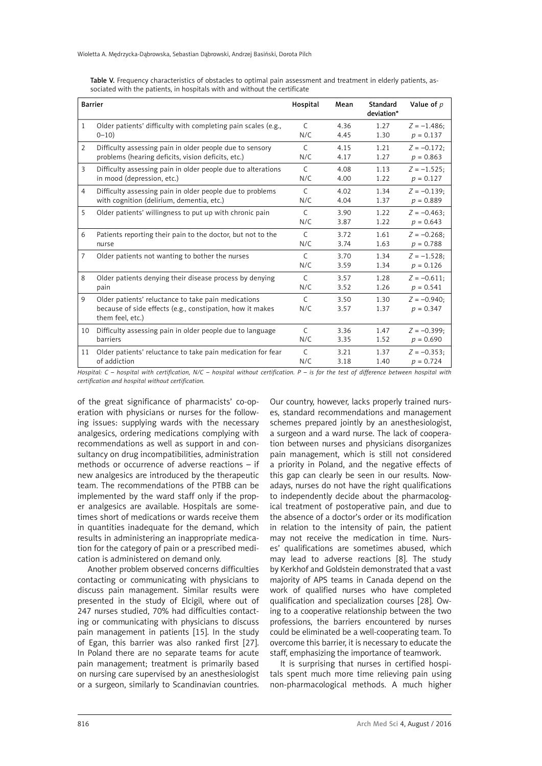**Table V.** Frequency characteristics of obstacles to optimal pain assessment and treatment in elderly patients, associated with the patients, in hospitals with and without the certificate

| | Barrier | Hospital | Mean | Standard deviation* | Value of $p$ |
|---|---|---|---|---|---|
| 1 | Older patients' difficulty with completing pain scales (e.g., 0–10) | C<br>N/C | 4.36<br>4.45 | 1.27<br>1.30 | $Z = -1.486$;<br>$p = 0.137$ |
| 2 | Difficulty assessing pain in older people due to sensory problems (hearing deficits, vision deficits, etc.) | C<br>N/C | 4.15<br>4.17 | 1.21<br>1.27 | $Z = -0.172$;<br>$p = 0.863$ |
| 3 | Difficulty assessing pain in older people due to alterations in mood (depression, etc.) | C<br>N/C | 4.08<br>4.00 | 1.13<br>1.22 | $Z = -1.525$;<br>$p = 0.127$ |
| 4 | Difficulty assessing pain in older people due to problems with cognition (delirium, dementia, etc.) | C<br>N/C | 4.02<br>4.04 | 1.34<br>1.37 | $Z = -0.139$;<br>$p = 0.889$ |
| 5 | Older patients' willingness to put up with chronic pain | C<br>N/C | 3.90<br>3.87 | 1.22<br>1.22 | $Z = -0.463$;<br>$p = 0.643$ |
| 6 | Patients reporting their pain to the doctor, but not to the nurse | C<br>N/C | 3.72<br>3.74 | 1.61<br>1.63 | $Z = -0.268$;<br>$p = 0.788$ |
| 7 | Older patients not wanting to bother the nurses | C<br>N/C | 3.70<br>3.59 | 1.34<br>1.34 | $Z = -1.528$;<br>$p = 0.126$ |
| 8 | Older patients denying their disease process by denying pain | C<br>N/C | 3.57<br>3.52 | 1.28<br>1.26 | $Z = -0.611$;<br>$p = 0.541$ |
| 9 | Older patients' reluctance to take pain medications because of side effects (e.g., constipation, how it makes them feel, etc.) | C<br>N/C | 3.50<br>3.57 | 1.30<br>1.37 | $Z = -0.940$;<br>$p = 0.347$ |
| 10 | Difficulty assessing pain in older people due to language barriers | C<br>N/C | 3.36<br>3.35 | 1.47<br>1.52 | $Z = -0.399$;<br>$p = 0.690$ |
| 11 | Older patients' reluctance to take pain medication for fear of addiction | C<br>N/C | 3.21<br>3.18 | 1.37<br>1.40 | $Z = -0.353$;<br>$p = 0.724$ |

*Hospital: C – hospital with certification, N/C – hospital without certification. P – is for the test of difference between hospital with certification and hospital without certification.*

of the great significance of pharmacists' co-operation with physicians or nurses for the following issues: supplying wards with the necessary analgesics, ordering medications complying with recommendations as well as support in and consultancy on drug incompatibilities, administration methods or occurrence of adverse reactions – if new analgesics are introduced by the therapeutic team. The recommendations of the PTBB can be implemented by the ward staff only if the proper analgesics are available. Hospitals are sometimes short of medications or wards receive them in quantities inadequate for the demand, which results in administering an inappropriate medication for the category of pain or a prescribed medication is administered on demand only.

Another problem observed concerns difficulties contacting or communicating with physicians to discuss pain management. Similar results were presented in the study of Elcigil, where out of 247 nurses studied, 70% had difficulties contacting or communicating with physicians to discuss pain management in patients [15]. In the study of Egan, this barrier was also ranked first [27]. In Poland there are no separate teams for acute pain management; treatment is primarily based on nursing care supervised by an anesthesiologist or a surgeon, similarly to Scandinavian countries. Our country, however, lacks properly trained nurses, standard recommendations and management schemes prepared jointly by an anesthesiologist, a surgeon and a ward nurse. The lack of cooperation between nurses and physicians disorganizes pain management, which is still not considered a priority in Poland, and the negative effects of this gap can clearly be seen in our results. Nowadays, nurses do not have the right qualifications to independently decide about the pharmacological treatment of postoperative pain, and due to the absence of a doctor's order or its modification in relation to the intensity of pain, the patient may not receive the medication in time. Nurses' qualifications are sometimes abused, which may lead to adverse reactions [8]. The study by Kerkhof and Goldstein demonstrated that a vast majority of APS teams in Canada depend on the work of qualified nurses who have completed qualification and specialization courses [28]. Owing to a cooperative relationship between the two professions, the barriers encountered by nurses could be eliminated be a well-cooperating team. To overcome this barrier, it is necessary to educate the staff, emphasizing the importance of teamwork.

It is surprising that nurses in certified hospitals spent much more time relieving pain using non-pharmacological methods. A much higher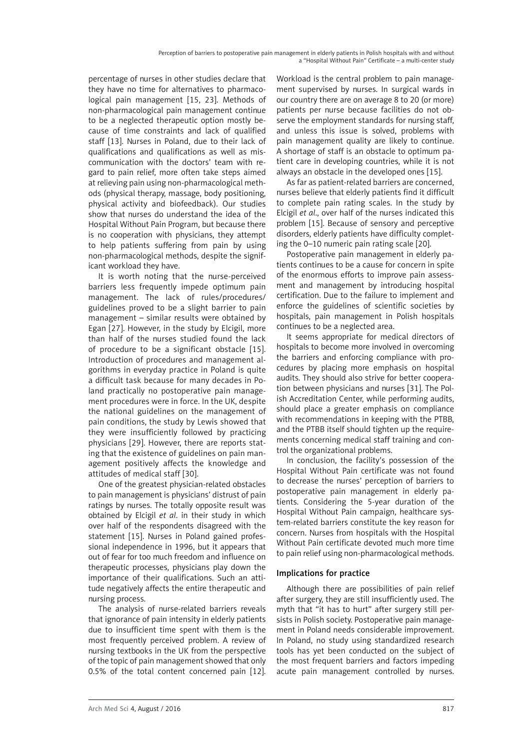percentage of nurses in other studies declare that they have no time for alternatives to pharmacological pain management [15, 23]. Methods of non-pharmacological pain management continue to be a neglected therapeutic option mostly because of time constraints and lack of qualified staff [13]. Nurses in Poland, due to their lack of qualifications and qualifications as well as miscommunication with the doctors' team with regard to pain relief, more often take steps aimed at relieving pain using non-pharmacological methods (physical therapy, massage, body positioning, physical activity and biofeedback). Our studies show that nurses do understand the idea of the Hospital Without Pain Program, but because there is no cooperation with physicians, they attempt to help patients suffering from pain by using non-pharmacological methods, despite the significant workload they have.

It is worth noting that the nurse-perceived barriers less frequently impede optimum pain management. The lack of rules/procedures/guidelines proved to be a slight barrier to pain management – similar results were obtained by Egan [27]. However, in the study by Elcigil, more than half of the nurses studied found the lack of procedure to be a significant obstacle [15]. Introduction of procedures and management algorithms in everyday practice in Poland is quite a difficult task because for many decades in Poland practically no postoperative pain management procedures were in force. In the UK, despite the national guidelines on the management of pain conditions, the study by Lewis showed that they were insufficiently followed by practicing physicians [29]. However, there are reports stating that the existence of guidelines on pain management positively affects the knowledge and attitudes of medical staff [30].

One of the greatest physician-related obstacles to pain management is physicians' distrust of pain ratings by nurses. The totally opposite result was obtained by Elcigil *et al*. in their study in which over half of the respondents disagreed with the statement [15]. Nurses in Poland gained professional independence in 1996, but it appears that out of fear for too much freedom and influence on therapeutic processes, physicians play down the importance of their qualifications. Such an attitude negatively affects the entire therapeutic and nursing process.

The analysis of nurse-related barriers reveals that ignorance of pain intensity in elderly patients due to insufficient time spent with them is the most frequently perceived problem. A review of nursing textbooks in the UK from the perspective of the topic of pain management showed that only 0.5% of the total content concerned pain [12]. Workload is the central problem to pain management supervised by nurses. In surgical wards in our country there are on average 8 to 20 (or more) patients per nurse because facilities do not observe the employment standards for nursing staff, and unless this issue is solved, problems with pain management quality are likely to continue. A shortage of staff is an obstacle to optimum patient care in developing countries, while it is not always an obstacle in the developed ones [15].

As far as patient-related barriers are concerned, nurses believe that elderly patients find it difficult to complete pain rating scales. In the study by Elcigil *et al*., over half of the nurses indicated this problem [15]. Because of sensory and perceptive disorders, elderly patients have difficulty completing the 0–10 numeric pain rating scale [20].

Postoperative pain management in elderly patients continues to be a cause for concern in spite of the enormous efforts to improve pain assessment and management by introducing hospital certification. Due to the failure to implement and enforce the guidelines of scientific societies by hospitals, pain management in Polish hospitals continues to be a neglected area.

It seems appropriate for medical directors of hospitals to become more involved in overcoming the barriers and enforcing compliance with procedures by placing more emphasis on hospital audits. They should also strive for better cooperation between physicians and nurses [31]. The Polish Accreditation Center, while performing audits, should place a greater emphasis on compliance with recommendations in keeping with the PTBB, and the PTBB itself should tighten up the requirements concerning medical staff training and control the organizational problems.

In conclusion, the facility's possession of the Hospital Without Pain certificate was not found to decrease the nurses' perception of barriers to postoperative pain management in elderly patients. Considering the 5-year duration of the Hospital Without Pain campaign, healthcare system-related barriers constitute the key reason for concern. Nurses from hospitals with the Hospital Without Pain certificate devoted much more time to pain relief using non-pharmacological methods.

### Implications for practice

Although there are possibilities of pain relief after surgery, they are still insufficiently used. The myth that "it has to hurt" after surgery still persists in Polish society. Postoperative pain management in Poland needs considerable improvement. In Poland, no study using standardized research tools has yet been conducted on the subject of the most frequent barriers and factors impeding acute pain management controlled by nurses.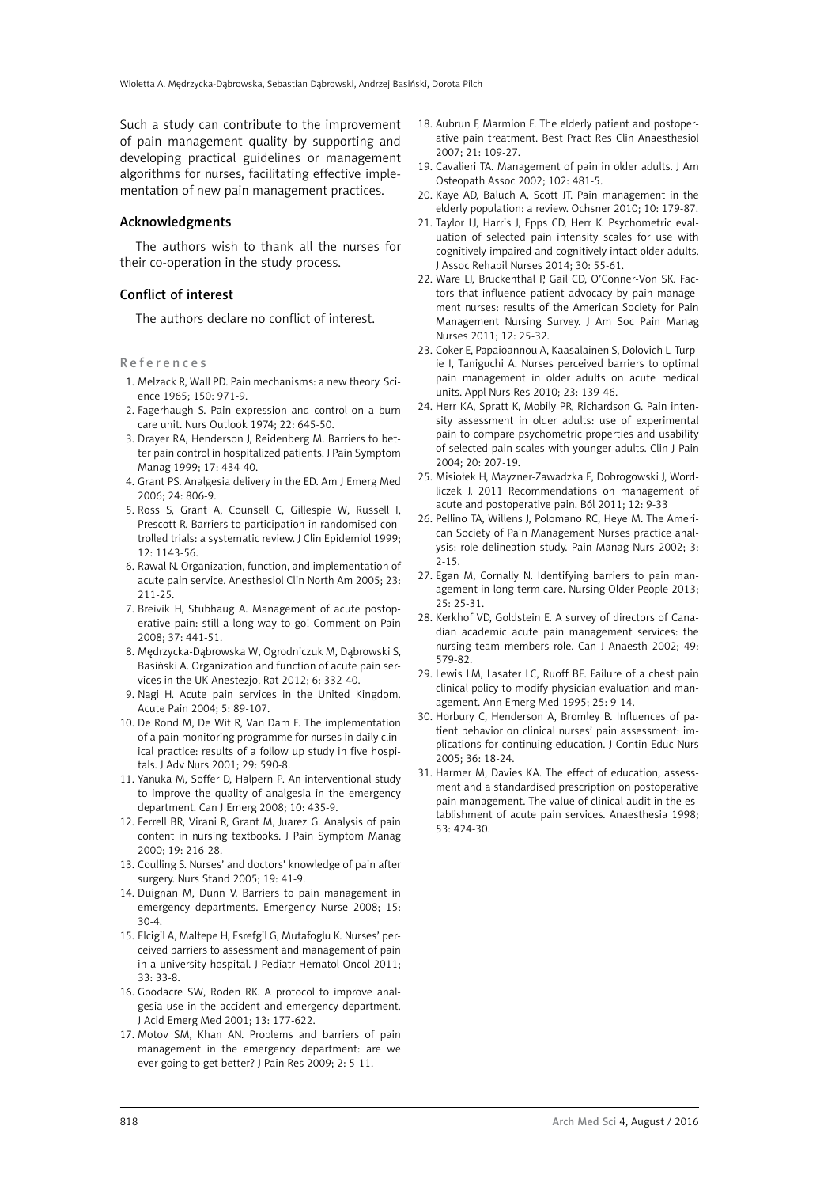Such a study can contribute to the improvement of pain management quality by supporting and developing practical guidelines or management algorithms for nurses, facilitating effective implementation of new pain management practices.

## Acknowledgments

The authors wish to thank all the nurses for their co-operation in the study process.

## Conflict of interest

The authors declare no conflict of interest.

## References

1. Melzack R, Wall PD. Pain mechanisms: a new theory. Science 1965; 150: 971-9.
2. Fagerhaugh S. Pain expression and control on a burn care unit. Nurs Outlook 1974; 22: 645-50.
3. Drayer RA, Henderson J, Reidenberg M. Barriers to better pain control in hospitalized patients. J Pain Symptom Manag 1999; 17: 434-40.
4. Grant PS. Analgesia delivery in the ED. Am J Emerg Med 2006; 24: 806-9.
5. Ross S, Grant A, Counsell C, Gillespie W, Russell I, Prescott R. Barriers to participation in randomised controlled trials: a systematic review. J Clin Epidemiol 1999; 12: 1143-56.
6. Rawal N. Organization, function, and implementation of acute pain service. Anesthesiol Clin North Am 2005; 23: 211-25.
7. Breivik H, Stubhaug A. Management of acute postoperative pain: still a long way to go! Comment on Pain 2008; 37: 441-51.
8. Mędrzycka-Dąbrowska W, Ogrodniczuk M, Dąbrowski S, Basiński A. Organization and function of acute pain services in the UK Anestezjol Rat 2012; 6: 332-40.
9. Nagi H. Acute pain services in the United Kingdom. Acute Pain 2004; 5: 89-107.
10. De Rond M, De Wit R, Van Dam F. The implementation of a pain monitoring programme for nurses in daily clinical practice: results of a follow up study in five hospitals. J Adv Nurs 2001; 29: 590-8.
11. Yanuka M, Soffer D, Halpern P. An interventional study to improve the quality of analgesia in the emergency department. Can J Emerg 2008; 10: 435-9.
12. Ferrell BR, Virani R, Grant M, Juarez G. Analysis of pain content in nursing textbooks. J Pain Symptom Manag 2000; 19: 216-28.
13. Coulling S. Nurses' and doctors' knowledge of pain after surgery. Nurs Stand 2005; 19: 41-9.
14. Duignan M, Dunn V. Barriers to pain management in emergency departments. Emergency Nurse 2008; 15: 30-4.
15. Elcigil A, Maltepe H, Esrefgil G, Mutafoglu K. Nurses' perceived barriers to assessment and management of pain in a university hospital. J Pediatr Hematol Oncol 2011; 33: 33-8.
16. Goodacre SW, Roden RK. A protocol to improve analgesia use in the accident and emergency department. J Acid Emerg Med 2001; 13: 177-622.
17. Motov SM, Khan AN. Problems and barriers of pain management in the emergency department: are we ever going to get better? J Pain Res 2009; 2: 5-11.
18. Aubrun F, Marmion F. The elderly patient and postoperative pain treatment. Best Pract Res Clin Anaesthesiol 2007; 21: 109-27.
19. Cavalieri TA. Management of pain in older adults. J Am Osteopath Assoc 2002; 102: 481-5.
20. Kaye AD, Baluch A, Scott JT. Pain management in the elderly population: a review. Ochsner 2010; 10: 179-87.
21. Taylor LJ, Harris J, Epps CD, Herr K. Psychometric evaluation of selected pain intensity scales for use with cognitively impaired and cognitively intact older adults. J Assoc Rehabil Nurses 2014; 30: 55-61.
22. Ware LJ, Bruckenthal P, Gail CD, O'Conner-Von SK. Factors that influence patient advocacy by pain management nurses: results of the American Society for Pain Management Nursing Survey. J Am Soc Pain Manag Nurses 2011; 12: 25-32.
23. Coker E, Papaioannou A, Kaasalainen S, Dolovich L, Turpie I, Taniguchi A. Nurses perceived barriers to optimal pain management in older adults on acute medical units. Appl Nurs Res 2010; 23: 139-46.
24. Herr KA, Spratt K, Mobily PR, Richardson G. Pain intensity assessment in older adults: use of experimental pain to compare psychometric properties and usability of selected pain scales with younger adults. Clin J Pain 2004; 20: 207-19.
25. Misiołek H, Mayzner-Zawadzka E, Dobrogowski J, Wordliczek J. 2011 Recommendations on management of acute and postoperative pain. Ból 2011; 12: 9-33
26. Pellino TA, Willens J, Polomano RC, Heye M. The American Society of Pain Management Nurses practice analysis: role delineation study. Pain Manag Nurs 2002; 3: 2-15.
27. Egan M, Cornally N. Identifying barriers to pain management in long-term care. Nursing Older People 2013; 25: 25-31.
28. Kerkhof VD, Goldstein E. A survey of directors of Canadian academic acute pain management services: the nursing team members role. Can J Anaesth 2002; 49: 579-82.
29. Lewis LM, Lasater LC, Ruoff BE. Failure of a chest pain clinical policy to modify physician evaluation and management. Ann Emerg Med 1995; 25: 9-14.
30. Horbury C, Henderson A, Bromley B. Influences of patient behavior on clinical nurses' pain assessment: implications for continuing education. J Contin Educ Nurs 2005; 36: 18-24.
31. Harmer M, Davies KA. The effect of education, assessment and a standardised prescription on postoperative pain management. The value of clinical audit in the establishment of acute pain services. Anaesthesia 1998; 53: 424-30.